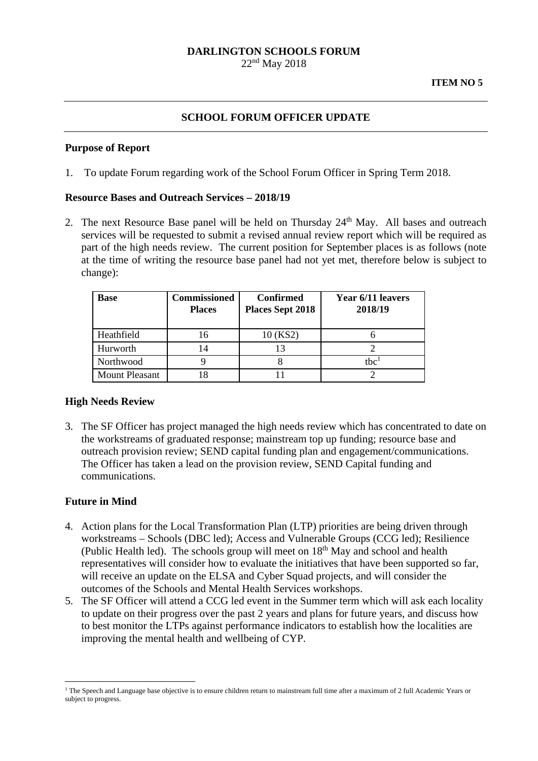**DARLINGTON SCHOOLS FORUM**
22nd May 2018

**ITEM NO 5**

---

## SCHOOL FORUM OFFICER UPDATE

---

### Purpose of Report

1. To update Forum regarding work of the School Forum Officer in Spring Term 2018.

### Resource Bases and Outreach Services – 2018/19

2. The next Resource Base panel will be held on Thursday 24th May. All bases and outreach services will be requested to submit a revised annual review report which will be required as part of the high needs review. The current position for September places is as follows (note at the time of writing the resource base panel had not yet met, therefore below is subject to change):

| Base | Commissioned Places | Confirmed Places Sept 2018 | Year 6/11 leavers 2018/19 |
|---|---|---|---|
| Heathfield | 16 | 10 (KS2) | 6 |
| Hurworth | 14 | 13 | 2 |
| Northwood | 9 | 8 | tbc[1] |
| Mount Pleasant | 18 | 11 | 2 |

### High Needs Review

3. The SF Officer has project managed the high needs review which has concentrated to date on the workstreams of graduated response; mainstream top up funding; resource base and outreach provision review; SEND capital funding plan and engagement/communications. The Officer has taken a lead on the provision review, SEND Capital funding and communications.

### Future in Mind

4. Action plans for the Local Transformation Plan (LTP) priorities are being driven through workstreams – Schools (DBC led); Access and Vulnerable Groups (CCG led); Resilience (Public Health led). The schools group will meet on 18th May and school and health representatives will consider how to evaluate the initiatives that have been supported so far, will receive an update on the ELSA and Cyber Squad projects, and will consider the outcomes of the Schools and Mental Health Services workshops.
5. The SF Officer will attend a CCG led event in the Summer term which will ask each locality to update on their progress over the past 2 years and plans for future years, and discuss how to best monitor the LTPs against performance indicators to establish how the localities are improving the mental health and wellbeing of CYP.

---

[1] The Speech and Language base objective is to ensure children return to mainstream full time after a maximum of 2 full Academic Years or subject to progress.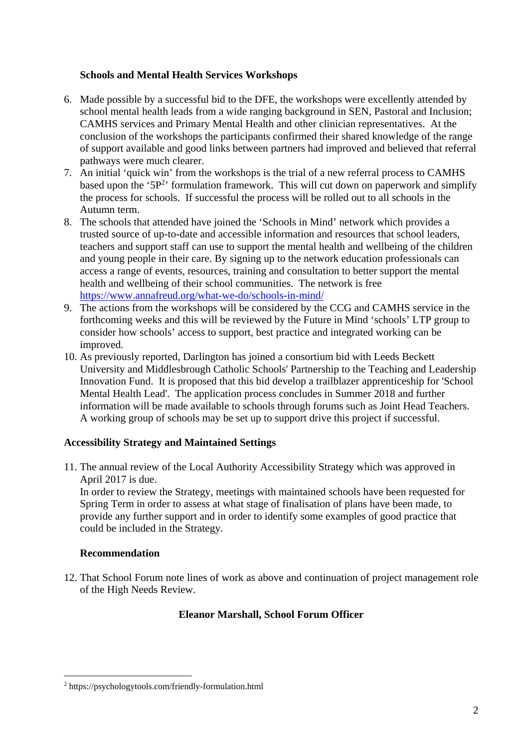### Schools and Mental Health Services Workshops

6. Made possible by a successful bid to the DFE, the workshops were excellently attended by school mental health leads from a wide ranging background in SEN, Pastoral and Inclusion; CAMHS services and Primary Mental Health and other clinician representatives. At the conclusion of the workshops the participants confirmed their shared knowledge of the range of support available and good links between partners had improved and believed that referral pathways were much clearer.
7. An initial 'quick win' from the workshops is the trial of a new referral process to CAMHS based upon the '5P[2]' formulation framework. This will cut down on paperwork and simplify the process for schools. If successful the process will be rolled out to all schools in the Autumn term.
8. The schools that attended have joined the 'Schools in Mind' network which provides a trusted source of up-to-date and accessible information and resources that school leaders, teachers and support staff can use to support the mental health and wellbeing of the children and young people in their care. By signing up to the network education professionals can access a range of events, resources, training and consultation to better support the mental health and wellbeing of their school communities. The network is free https://www.annafreud.org/what-we-do/schools-in-mind/
9. The actions from the workshops will be considered by the CCG and CAMHS service in the forthcoming weeks and this will be reviewed by the Future in Mind 'schools' LTP group to consider how schools' access to support, best practice and integrated working can be improved.
10. As previously reported, Darlington has joined a consortium bid with Leeds Beckett University and Middlesbrough Catholic Schools' Partnership to the Teaching and Leadership Innovation Fund. It is proposed that this bid develop a trailblazer apprenticeship for 'School Mental Health Lead'. The application process concludes in Summer 2018 and further information will be made available to schools through forums such as Joint Head Teachers. A working group of schools may be set up to support drive this project if successful.

### Accessibility Strategy and Maintained Settings

11. The annual review of the Local Authority Accessibility Strategy which was approved in April 2017 is due.
    In order to review the Strategy, meetings with maintained schools have been requested for Spring Term in order to assess at what stage of finalisation of plans have been made, to provide any further support and in order to identify some examples of good practice that could be included in the Strategy.

### Recommendation

12. That School Forum note lines of work as above and continuation of project management role of the High Needs Review.

**Eleanor Marshall, School Forum Officer**

[2] https://psychologytools.com/friendly-formulation.html